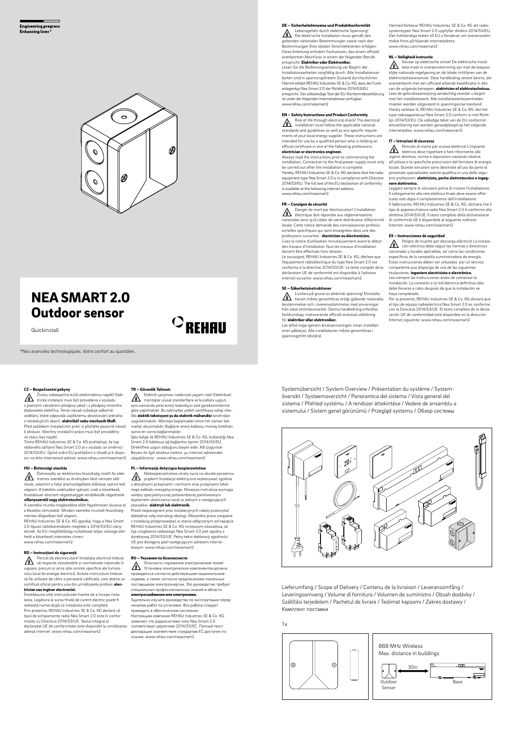Engineering progress
Enhancing lives*

# NEA SMART 2.0 Outdoor sensor

Quickinstall

REHAU

*Nos avancées technologiques. Votre confort au quotidien.

### DE – Sicherheitshinweise und Produktkonformität

Lebensgefahr durch elektrische Spannung! Die elektrische Installation muss gemäß den geltenden nationalen Bestimmungen sowie nach den Bestimmungen Ihrer lokalen Stromlieferanten erfolgen. Diese Anleitung erfordert Fachwissen, das einem offiziell anerkannten Abschluss in einem der folgenden Berufe entspricht: **Elektriker oder Elektroniker.**
Lesen Sie die Bedienungsanleitung vor Beginn der Installationsarbeiten sorgfältig durch. Alle Installationsarbeiten sind in spannungsfreiem Zustand durchzuführen.
Hiermit erklärt REHAU Industries SE & Co. KG, dass der Funkanlagentyp Nea Smart 2.0 der Richtlinie 2014/53/EU entspricht. Der vollständige Text der EU-Konformitätserklärung ist unter der folgenden Internetadresse verfügbar: www.rehau.com/neasmart2

### EN – Safety Instructions and Product Conformity

Risk of life through electrical shock! The electrical installation must follow the applicable national standards and guidelines as well as any specific requirements of your local energy supplier. These instructions are intended for use by a qualified person who is holding an official certificate in one of the following professions: **electrician or electronics engineer.**
Always read the instructions prior to commencing the installation. Connection to the final power supply must only be carried out after the installation is complete.
Hereby, REHAU Industries SE & Co. KG declares that the radio equipment type Nea Smart 2.0 is in compliance with Directive 2014/53/EU. The full text of the EU declaration of conformity is available at the following internet address: www.rehau.com/neasmart2

### FR – Consigne de sécurité

Danger de mort par électrocution! L'installation électrique doit répondre aux réglementations nationales ainsi qu'à celles de votre distributeur d'électricité locale. Cette notice demande des connaissances professionnelles spécifiques qui sont enseignées dans une des professions suivantes : **électricien ou électronicien.**
Lisez la notice d'utilisation minutieusement avant le début des travaux d'installation Tous les travaux d'installation doivent être effectués hors tension.
Le soussigné, REHAU Industries SE & Co. KG, déclare que l'équipement radioélectrique du type Nea Smart 2.0 est conforme à la directive 2014/53/UE. Le texte complet de la déclaration UE de conformité est disponible à l'adresse internet suivante: www.rehau.com/neasmart2

### SE – Säkerhetsinstruktioner

Livsfara på grund av elektrisk spänning! Elinstallationen måste genomföras enligt gällande nationella bestämmelser och i överensstämmelse med anvisningar från lokal strömleverantör. Denna handledning erfordrar fackkunskap, motsvarande officiell avslutad utbildning för **elektriker eller elektroniker.**
Läs alltid noga igenom bruksanvisningen innan installationen påbörjas. Alla installationer måste genomföras i spänningsfritt tillstånd.
Härmed förklarar REHAU Industries SE & Co. KG att radiosystemtypen Nea Smart 2.0 uppfyller direktiv 2014/53/EU. Den fullständiga texten till EU:s försäkran om överensstämmelse finns på följande internetadress: www.rehau.com/neasmart2

### NL – Veiligheid instructie

Gevaar op elektrische schok! De elektrische installatie moet in overeenstemming zijn met de toepasselijke nationale regelgeving en de lokale richtlijnen van de elektriciteitsleverancier. Deze handleiding vereist kennis, die overeenkomt met een officieel erkende kwalificatie in één van de volgende beroepen: **elektricien of elektrotechnicus.**
Lees de gebruiksaanwijzing aandachtig voordat u begint met het installatiewerk. Alle installatiewerkzaamheden moeten worden uitgevoerd in spanningsvrije toestand.
Hierbij verklaar ik, REHAU Industries SE & Co. KG, dat het type radioapparatuur Nea Smart 2.0 conform is met Richtlijn 2014/53/EU. De volledige tekst van de EU-conformiteitsverklaring kan worden geraadpleegd op het volgende internetadres: www.rehau.com/neasmart2

### IT – Istruzioni di sicurezza

Pericolo di morte per scossa elettrica! L'impianto elettrico deve rispettare e fare riferimento alle vigenti direttive, norme e disposizioni nazionali relative all'utilizzo e le specifiche prescrizioni del fornitore di energia locale. Queste istruzioni sono destinate all'uso da parte di personale specializzato avente qualifica in una delle seguenti professioni: **elettricista, perito elettrotecnico o ingegnere elettronico.**
Leggere sempre le istruzioni prima di iniziare l'installazione. Il collegamento alla rete elettrica finale deve essere effettuata solo dopo il completamento dell'installazione.
Il fabbricante, REHAU Industries SE & Co. KG, dichiara che il tipo di apparecchiatura radio Nea Smart 2.0 è conforme alla direttiva 2014/53/UE. Il testo completo della dichiarazione di conformità UE è disponibile al seguente indirizzo Internet: www.rehau.com/neasmart2

### ES – Instrucciones de seguridad

Peligro de muerte por descarga eléctrica! La instalación eléctrica debe seguir las normas y directrices nacionales y locales aplicables, así como las condiciones específicas de la compañía suministradora de energía.
Estas instrucciones deben ser utilizadas por un técnico competente que disponga de una de las siguientes titulaciones: **ingeniero electricista o electrónico.**
Lea siempre las instrucciones antes de comenzar la instalación. La conexión a la red eléctrica definitiva sólo debe llevarse a cabo después de que la instalación se haya completado.
Por la presente, REHAU Industries SE & Co. KG declara que el tipo de equipo radioeléctrico Nea Smart 2.0 es conforme con la Directiva 2014/53/UE. El texto completo de la declaración UE de conformidad está disponible en la dirección Internet siguiente: www.rehau.com/neasmart2

### CZ – Bezpečnostní pokyny

Životu nebezpečné kvůli elektrickému napětí! Elektrická instalace musí být provedena v souladu s platnými národními předpisy jakož i s předpisy místního dodavatele elektřiny. Tento návod vyžaduje odborné vzdělání, které odpovídá úspěšnému absolvování jednoho z následujících oborů: **elektrikář nebo mechanik MaR.**
Před začátkem instalačních prací si přečtěte pozorně návod k obsluze. Všechny instalační práce musí být prováděny ve stavu bez napětí.
Tímto REHAU Industries SE & Co. KG prohlašuje, že typ rádiového zařízení Nea Smart 2.0 je v souladu se směrnicí 2014/53/EU. Úplné znění EU prohlášení o shodě je k dispozici na této internetové adrese: www.rehau.com/neasmart2

### HU – Biztonsági utasítás

Életveszély az elektromos feszültség miatt! Az elektromos szerelést az érvényben lévő nemzeti előírások, valamint a helyi áramszolgáltató előírásai szerint kell végezni. A bekötés szaktudást igényel, csak a következő, hivatalosan elismert végzettséggel rendelkezők végezhetik: **villanyszerelő vagy elektrotechnikus.**
A szerelési munka megkezdése előtt figyelmesen olvassa el a Kezelési útmutatót. Minden szerelési munkát feszültségmentes állapotban kell végezni.
REHAU Industries SE & Co. KG igazolja, hogy a Nea Smart 2.0 típusú rádióberendezés megfelel a 2014/53/EU irányelvnek. Az EU-megfelelőségi nyilatkozat teljes szövege elérhető a következő internetes címen: www.rehau.com/neasmart2

### RO – Instrucţiuni de siguranţă

Pericol de electrocutare! Instalaţia electrică trebuie să respecte standardele şi normativele naţionale în vigoare, precum şi orice alte cerinţe specifice ale furnizorului local de energie electrică. Aceste instrucţiuni trebuie să fie utilizate de către o persoană calificată, care deţine un certificat oficial pentru una din următoarele profesii: **electrician sau inginer electronist.**
Întotdeauna citiţi instrucţiunile înainte de a începe instalarea. Legătura la sursa finală de curent electric poate fi realizată numai după ce instalarea este completă.
Prin prezenta, REHAU Industries SE & Co. KG declară că tipul de echipamente radio Nea Smart 2.0 este în conformitate cu Directiva 2014/53/UE. Textul integral al declaraţiei UE de conformitate este disponibil la următoarea adresă internet: www.rehau.com/neasmart2

### TR – Güvenlik Talimatı

Elektrik çarpması nedeniyle yaşam riski! Elektriksel montajlar ulusal standartlara ve kurallara uygun, aynı zamanda yerel enerji tedarikçisi özel gereksinimlerine göre yapılmalıdır. Bu talimatlar yetkili sertifikaya sahip nitelikli **elektrik teknisyeni ya da elektrik mühendisi** tarafından uygulanmalıdır. Montaja başlamadan önce her zaman talimatlar okunmalıdır. Bağlantı enerji kablosu montaj bittikten sonra en sonra bağlanmalıdır.
İşbu belge ile REHAU Industries SE & Co. KG, kullandığı Nea Smart 2.0 kablosuz ağ bağlantısı tipinin 2014/53/EU Direktifine uygun olduğunu beyan eder. AB Uygunluk Beyanı ile ilgili eksiksiz metine şu internet adresinden ulaşabilirsiniz : www.rehau.com/neasmart2

### PL – Informacje dotyczące bezpieczeństwa

Niebezpieczeństwo utraty życia na skutek porażenia prądem! Instalacje elektryczne wykonywać zgodnie z aktualnymi przepisami i normami oraz przepisami lokalnego zakładu energetycznego. Niniejsza instrukcja wymaga wiedzy specjalistycznej potwierdzonej państwowym dyplomem ukończenia nauki w jednym z następujących zawodów: **elektryk lub elektronik.**
Przed rozpoczęciem prac instalacyjnych należy przeczytać dokładnie całą instrukcję obsługi. Wszystkie prace związane z instalacją przeprowadzać w stanie odłączonym od napięcia
REHAU Industries SE & Co. KG niniejszym oświadcza, że typ urządzenia radiowego Nea Smart 2.0 jest zgodny z dyrektywą 2014/53/UE. Pełny tekst deklaracji zgodności UE jest dostępny pod następującym adresem internetowym: www.rehau.com/neasmart2

### RU – Указания по безопасности

Опасность поражения электрическим током! Установка электрических компонентов должна проводиться согласно действующим национальным нормам, а также согласно предписаниям локальных поставщиков электроэнергии. Это руководство требует специальных профессиональных знаний в области **электроснабжения или электроники.**
Тщательно изучите руководство по эксплуатации перед началом работ по установке. Все работы следует проводить в обесточенном состоянии.
Настоящим компания REHAU Industries SE & Co. KG заявляет, что радиосистема типа Nea Smart 2.0 соответствует директиве 2014/53/ЕС. Полный текст декларации соответствия стандартам ЕС доступен по ссылке: www.rehau.com/neasmart2

Systemübersicht / System Overview / Présentation du système / Systemöversikt / Systeemoverzicht / Panoramica del sistema / Vista general del sistema / Přehled systému / A rendszer áttekintése / Vedere de ansamblu a sistemului / Sistem genel görünümü / Przegląd systemu / Обзор системы

Lieferumfang / Scope of Delivery / Contenu de la livraison / Leveransomfång / Leveringsomvang / Volume di fornitura / Volumen de suministro / Obsah dodávky / Szállítási terjedelem / Pachetul de livrare / Teslimat kapsamı / Zakres dostawy / Комплект поставки

1x

869 MHz Wireless
Max. distance in buildings

30m

Outdoor Sensor

Base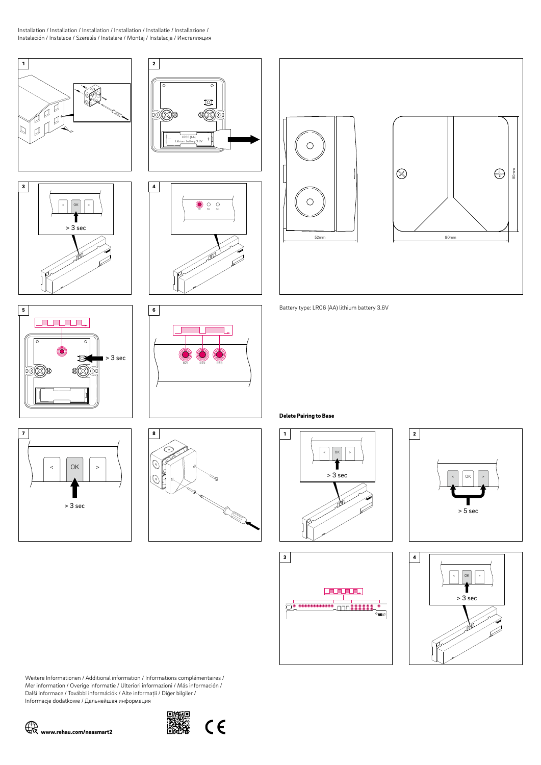Installation / Installation / Installation / Installation / Installatie / Installazione / Instalación / Instalace / Szerelés / Instalare / Montaj / Instalacja / Инсталляция

1

2

LR06 (AA) Lithium battery 3.6V

3

> 3 sec

4

RZ1 RZ2 RZ3

5

> 3 sec

6

RZ1 RZ2 RZ3

7

> 3 sec

8

52mm

80mm

80mm

Battery type: LR06 (AA) lithium battery 3.6V

**Delete Pairing to Base**

1

> 3 sec

2

> 5 sec

3

4

> 3 sec

Weitere Informationen / Additional information / Informations complémentaires / Mer information / Overige informatie / Ulteriori informazioni / Más información / Další informace / További információk / Alte informații / Diğer bilgiler / Informacje dodatkowe / Дальнейшая информация

**www.rehau.com/neasmart2**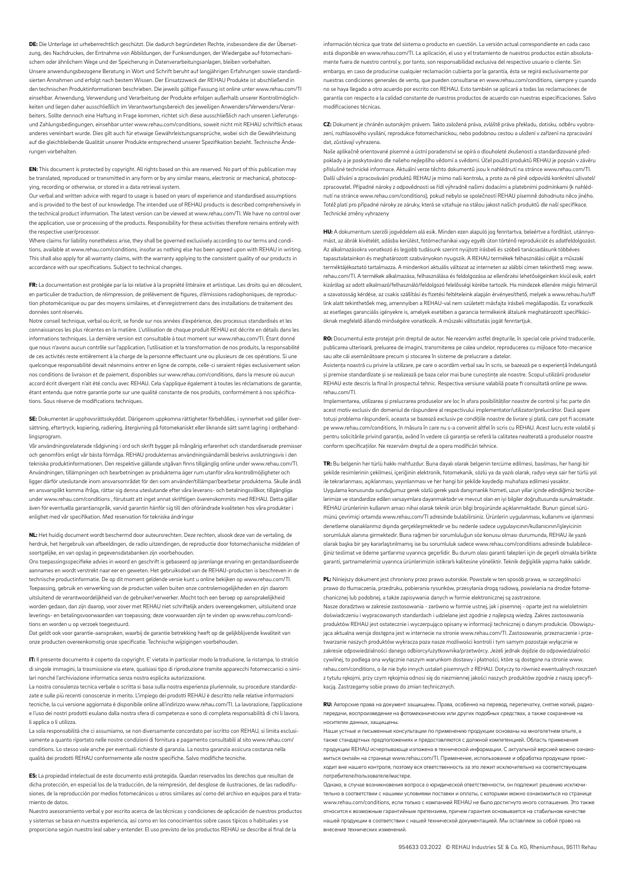**DE:** Die Unterlage ist urheberrechtlich geschützt. Die dadurch begründeten Rechte, insbesondere die der Übersetzung, des Nachdruckes, der Entnahme von Abbildungen, der Funksendungen, der Wiedergabe auf fotomechanischem oder ähnlichem Wege und der Speicherung in Datenverarbeitungsanlagen, bleiben vorbehalten.
Unsere anwendungsbezogene Beratung in Wort und Schrift beruht auf langjährigen Erfahrungen sowie standardisierten Annahmen und erfolgt nach bestem Wissen. Der Einsatzzweck der REHAU Produkte ist abschließend in den technischen Produktinformationen beschrieben. Die jeweils gültige Fassung ist online unter www.rehau.com/TI einsehbar. Anwendung, Verwendung und Verarbeitung der Produkte erfolgen außerhalb unserer Kontrollmöglichkeiten und liegen daher ausschließlich im Verantwortungsbereich des jeweiligen Anwenders/Verwenders/Verarbeiters. Sollte dennoch eine Haftung in Frage kommen, richtet sich diese ausschließlich nach unseren Lieferungs- und Zahlungsbedingungen, einsehbar unter www.rehau.com/conditions, soweit nicht mit REHAU schriftlich etwas anderes vereinbart wurde. Dies gilt auch für etwaige Gewährleistungsansprüche, wobei sich die Gewährleistung auf die gleichbleibende Qualität unserer Produkte entsprechend unserer Spezifikation bezieht. Technische Änderungen vorbehalten.

**EN:** This document is protected by copyright. All rights based on this are reserved. No part of this publication may be translated, reproduced or transmitted in any form or by any similar means, electronic or mechanical, photocopying, recording or otherwise, or stored in a data retrieval system.
Our verbal and written advice with regard to usage is based on years of experience and standardised assumptions and is provided to the best of our knowledge. The intended use of REHAU products is described comprehensively in the technical product information. The latest version can be viewed at www.rehau.com/TI. We have no control over the application, use or processing of the products. Responsibility for these activities therefore remains entirely with the respective user/processor.
Where claims for liability nonetheless arise, they shall be governed exclusively according to our terms and conditions, available at www.rehau.com/conditions, insofar as nothing else has been agreed upon with REHAU in writing. This shall also apply for all warranty claims, with the warranty applying to the consistent quality of our products in accordance with our specifications. Subject to technical changes.

**FR:** La documentation est protégée par la loi relative à la propriété littéraire et artistique. Les droits qui en découlent, en particulier de traduction, de réimpression, de prélèvement de figures, d'émissions radiophoniques, de reproduction photomécanique ou par des moyens similaires, et d'enregistrement dans des installations de traitement des données sont réservés.
Notre conseil technique, verbal ou écrit, se fonde sur nos années d'expérience, des processus standardisés et les connaissances les plus récentes en la matière. L'utilisation de chaque produit REHAU est décrite en détails dans les informations techniques. La dernière version est consultable à tout moment sur www.rehau.com/TI. Étant donné que nous n'avons aucun contrôle sur l'application, l'utilisation et la transformation de nos produits, la responsabilité de ces activités reste entièrement à la charge de la personne effectuant une ou plusieurs de ces opérations. Si une quelconque responsabilité devait néanmoins entrer en ligne de compte, celle-ci seraient réglées exclusivement selon nos conditions de livraison et de paiement, disponibles sur www.rehau.com/conditions, dans la mesure où aucun accord écrit divergent n'ait été conclu avec REHAU. Cela s'applique également à toutes les réclamations de garantie, étant entendu que notre garantie porte sur une qualité constante de nos produits, conformément à nos spécifications. Sous réserve de modifications techniques.

**SE:** Dokumentet är upphovsrättsskyddat. Därigenom uppkomna rättigheter förbehålles, i synnerhet vad gäller översättning, eftertryck, kopiering, radiering, återgivning på fotomekaniskt eller liknande sätt samt lagring i ordbehandlingsprogram.
Vår användningsrelaterade rådgivning i ord och skrift bygger på mångårig erfarenhet och standardiserade premisser och genomförs enligt vår bästa förmåga. REHAU produkternas användningsändamål beskrivs avslutningsvis i den tekniska produktinformationen. Den respektive gällande utgåvan finns tillgänglig online under www.rehau.com/TI. Användningen, tillämpningen och bearbetningen av produkterna äger rum utanför våra kontrollmöjligheter och ligger därför uteslutande inom ansvarsområdet för den som använder/tillämpar/bearbetar produkterna. Skulle ändå en ansvarsplikt komma ifråga, rättar sig denna uteslutande efter våra leverans- och betalningsvillkor, tillgängliga under www.rehau.com/conditions , förutsatt att inget annat skriftligen överenskommits med REHAU. Detta gäller även för eventuella garantianspråk, varvid garantin hänför sig till den oförändrade kvaliteten hos våra produkter i enlighet med vår specifikation. Med reservation för tekniska ändringar

**NL:** Het huidig document wordt beschermd door auteursrechten. Deze rechten, alsook deze van de vertaling, de herdruk, het hergebruik van afbeeldingen, de radio uitzendingen, de reproductie door fotomechanische middelen of soortgelijke, en van opslag in gegevensdatabanken zijn voorbehouden.
Ons toepassingsspecifieke advies in woord en geschrift is gebaseerd op jarenlange ervaring en gestandaardiseerde aannames en wordt verstrekt naar eer en geweten. Het gebruiksdoel van de REHAU-producten is beschreven in de technische productinformatie. De op dit moment geldende versie kunt u online bekijken op www.rehau.com/TI. Toepassing, gebruik en verwerking van de producten vallen buiten onze controlemogelijkheden en zijn daarom uitsluitend de verantwoordelijkheid van de gebruiker/verwerker. Mocht toch een beroep op aansprakelijkheid worden gedaan, dan zijn daarop, voor zover met REHAU niet schriftelijk anders overeengekomen, uitsluitend onze leverings- en betalingsvoorwaarden van toepassing; deze voorwaarden zijn te vinden op www.rehau.com/conditions en worden u op verzoek toegestuurd.
Dat geldt ook voor garantie-aanspraken, waarbij de garantie betrekking heeft op de gelijkblijvende kwaliteit van onze producten overeenkomstig onze specificatie. Technische wijzigingen voorbehouden.

**IT:** Il presente documento è coperto da copyright. E' vietata in particolar modo la traduzione, la ristampa, lo stralcio di singole immagini, la trasmissione via etere, qualsiasi tipo di riproduzione tramite apparecchi fotomeccanici o similari nonché l'archiviazione informatica senza nostra esplicita autorizzazione.
La nostra consulenza tecnica verbale o scritta si basa sulla nostra esperienza pluriennale, su procedure standardizzate e sulle più recenti conoscenze in merito. L'impiego dei prodotti REHAU è descritto nelle relative informazioni tecniche, la cui versione aggiornata è disponibile online all'indirizzo www.rehau.com/TI. La lavorazione, l'applicazione e l'uso dei nostri prodotti esulano dalla nostra sfera di competenza e sono di completa responsabilità di chi li lavora, li applica o li utilizza.
La sola responsabilità che ci assumiamo, se non diversamente concordato per iscritto con REHAU, si limita esclusivamente a quanto riportato nelle nostre condizioni di fornitura e pagamento consultabili al sito www.rehau.com/conditions. Lo stesso vale anche per eventuali richieste di garanzia. La nostra garanzia assicura costanza nella qualità dei prodotti REHAU conformemente alle nostre specifiche. Salvo modifiche tecniche.

**ES:** La propiedad intelectual de este documento está protegida. Quedan reservados los derechos que resultan de dicha protección, en especial los de la traducción, de la reimpresión, del desglose de ilustraciones, de las radiodifusiones, de la reproducción por medios fotomecánicos u otros similares así como del archivo en equipos para el tratamiento de datos.
Nuestro asesoramiento verbal y por escrito acerca de las técnicas y condiciones de aplicación de nuestros productos y sistemas se basa en nuestra experiencia, así como en los conocimientos sobre casos típicos o habituales y se proporciona según nuestro leal saber y entender. El uso previsto de los productos REHAU se describe al final de la información técnica que trate del sistema o producto en cuestión. La versión actual correspondiente en cada caso está disponible en www.rehau.com/TI. La aplicación, el uso y el tratamiento de nuestros productos están absolutamente fuera de nuestro control y, por tanto, son responsabilidad exclusiva del respectivo usuario o cliente. Sin embargo, en caso de producirse cualquier reclamación cubierta por la garantía, ésta se regirá exclusivamente por nuestras condiciones generales de venta, que pueden consultarse en www.rehau.com/conditions, siempre y cuando no se haya llegado a otro acuerdo por escrito con REHAU. Esto también se aplicará a todas las reclamaciones de garantía con respecto a la calidad constante de nuestros productos de acuerdo con nuestras especificaciones. Salvo modificaciones técnicas.

**CZ:** Dokument je chráněn autorským právem. Takto založená práva, zvláště práva překladu, dotisku, odběru vyobrazení, rozhlasového vysílání, reprodukce fotomechanickou, nebo podobnou cestou a uložení v zařízení na zpracování dat, zůstávají vyhrazena.
Naše aplikačně orientované písemné a ústní poradenství se opírá o dlouholeté zkušenosti a standardizované předpoklady a je poskytováno dle našeho nejlepšího vědomí a svědomí. Účel použití produktů REHAU je popsán v závěru příslušné technické informace. Aktuální verze těchto dokumentů jsou k nahlédnutí na stránce www.rehau.com/TI. Další užívání a zpracovávání produktů REHAU je mimo naši kontrolu, a proto za ně plně odpovídá konkrétní uživatel/zpracovatel. Případné nároky z odpovědnosti se řídí výhradně našimi dodacími a platebními podmínkami (k nahlédnutí na stránce www.rehau.com/conditions), pokud nebylo se společností REHAU písemně dohodnuto něco jiného. Totéž platí pro případné nároky ze záruky, která se vztahuje na stálou jakost našich produktů dle naší specifikace. Technické změny vyhrazeny

**HU:** A dokumentum szerzői jogvédelem alá esik. Minden ezen alapuló jog fenntartva, beleértve a fordítást, utánnyomást, az ábrák kivételét, adásba kerülést, fotómechanikai vagy egyéb úton történő reprodukciót és adatfeldolgozást. Az alkalmazásokra vonatkozó és legjobb tudásunk szerint nyújtott írásbeli és szóbeli tanácsadásunk többéves tapasztalatainkon és meghatározott szabványokon nyugszik. A REHAU termékek felhasználási célját a műszaki termékadatlapok tartalmazza. A mindenkori aktuális változat az interneten az alábbi címen tekinthető meg: www.rehau.com/TI. A termékek alkalmazása, felhasználása és feldolgozása az ellenőrzési lehetőségeinken kívül esik, ezért kizárólag az adott alkalmazó/felhasználó/feldolgozó felelősségi körébe tartozik. Ha mindezek ellenére mégis felmerül a szavatosság kérdése, az csakis szállítási és fizetési feltételeink alapján érvényesíthető, melyek a www.rehau.hu/sff link alatt tekinthetőek meg, amennyiben a REHAU-val nem született másfajta írásbeli megállapodás. Ez vonatkozik az esetleges garanciális igényekre is, amelyek esetében a garancia termékeink általunk meghatározott specifikációknak megfelelő állandó minőségére vonatkozik. A műszaki változtatás jogát fenntartjuk.

**RO:** Documentul este protejat prin dreptul de autor. Ne rezervăm astfel drepturile, în special cele privind traducerile, publicarea ulterioară, preluarea de imagini, transmiterea pe calea undelor, reproducerea cu mijloace foto-mecanice sau alte căi asemănătoare precum și stocarea în sisteme de prelucrare a datelor.
Asistența noastră cu privire la utilizare, pe care o acordăm verbal sau în scris, se bazează pe o experiență îndelungată și premise standardizate și se realizează pe baza celor mai bune cunoștințe ale noastre. Scopul utilizării produselor REHAU este descris la final în prospectul tehnic. Respectiva versiune valabilă poate fi consultată online pe www.rehau.com/TI.
Implementarea, utilizarea și prelucrarea produselor are loc în afara posibilităților noastre de control și fac parte din acest motiv exclusiv din domeniul de răspundere al respectivului implementator/utilizator/prelucrător. Dacă apare totuși problema răspunderii, aceasta se bazează exclusiv pe condițiile noastre de livrare și plată, care pot fi accesate pe www.rehau.com/conditions, în măsura în care nu s-a convenit altfel în scris cu REHAU. Acest lucru este valabil și pentru solicitările privind garanția, având în vedere că garanția se referă la calitatea nealterată a produselor noastre conform specificațiilor. Ne rezervăm dreptul de a opera modificări tehnice.

**TR:** Bu belgenin her türlü hakkı mahfuzdur. Buna dayalı olarak belgenin tercüme edilmesi, basılması, her hangi bir şekilde resimlerinin çekilmesi, içeriğinin elektronik, fotomekanik, sözlü ya da yazılı olarak, radyo veya sair her türlü yol ile tekrarlanması, açıklanması, yayınlanması ve her hangi bir şekilde kaydedip muhafaza edilmesi yasaktır.
Uygulama konusunda sunduğumuz gerek sözlü gerek yazılı danışmanlık hizmeti, uzun yıllar içinde edindiğimiz tecrübelerimize ve standardize edilen varsayımlara dayanmaktadır ve mevcut olan en iyi bilgiler doğrultusunda sunulmaktadır. REHAU ürünlerinin kullanım amacı nihai olarak teknik ürün bilgi broşüründe açıklanmaktadır. Bunun güncel sürümünü çevrimiçi ortamda www.rehau.com/TI adresinde bulabilirsiniz. Ürünlerin uygulanması, kullanımı ve işlenmesi denetleme olanaklarımız dışında gerçekleşmektedir ve bu nedenle sadece uygulayıcının/kullanıcının/işleyicinin sorumluluk alanına girmektedir. Buna rağmen bir sorumluluğun söz konusu olması durumunda, REHAU ile yazılı olarak başka bir şey kararlaştırılmamış ise bu sorumluluk sadece www.rehau.com/conditions adresinde bulabileceğiniz teslimat ve ödeme şartlarımız uyarınca geçerlidir. Bu durum olası garanti talepleri için de geçerli olmakla birlikte garanti, şartnamelerimiz uyarınca ürünlerimizin istikrarlı kalitesine yöneliktir. Teknik değişiklik yapma hakkı saklıdır.

**PL:** Niniejszy dokument jest chroniony przez prawo autorskie. Powstałe w ten sposób prawa, w szczególności prawo do tłumaczenia, przedruku, pobierania rysunków, przesyłania drogą radiową, powielania na drodze fotomechanicznej lub podobnej, a także zapisywania danych w formie elektronicznej są zastrzeżone.
Nasze doradztwo w zakresie zastosowania - zarówno w formie ustnej, jak i pisemnej - oparte jest na wieloletnim doświadczeniu i wypracowanych standardach i udzielane jest zgodnie z najlepszą wiedzą. Zakres zastosowania produktów REHAU jest ostatecznie i wyczerpująco opisany w informacji technicznej o danym produkcie. Obowiązująca aktualna wersja dostępna jest w internecie na stronie www.rehau.com/TI. Zastosowanie, przeznaczenie i przetwarzanie naszych produktów wykracza poza nasze możliwości kontroli i tym samym pozostaje wyłącznie w zakresie odpowiedzialności danego odbiorcy/użytkownika/przetwórcy. Jeżeli jednak dojdzie do odpowiedzialności cywilnej, to podlega ona wyłącznie naszym warunkom dostawy i płatności, które są dostępne na stronie www.rehau.com/conditions, o ile nie było innych ustaleń pisemnych z REHAU. Dotyczy to również ewentualnych roszczeń z tytułu rękojmi, przy czym rękojmia odnosi się do niezmiennej jakości naszych produktów zgodnie z naszą specyfikacją. Zastrzegamy sobie prawo do zmian technicznych.

**RU:** Авторские права на документ защищены. Права, особенно на перевод, перепечатку, снятие копий, радиопередачи, воспроизведение на фотомеханических или других подобных средствах, а также сохранение на носителях данных, защищены.
Наши устные и письменные консультации по применению продукции основаны на многолетнем опыте, а также стандартных предположениях и предоставляются с должной компетенцией. Область применения продукции REHAU исчерпывающе изложена в технической информации. С актуальной версией можно ознакомиться онлайн на странице www.rehau.com/TI. Применение, использование и обработка продукции происходит вне нашего контроля, поэтому вся ответственность за это лежит исключительно на соответствующем потребителе/пользователе/мастере.
Однако, в случае возникновения вопроса о юридической ответственности, он подлежит решению исключительно в соответствии с нашими условиями поставки и оплаты, с которыми можно ознакомиться на странице www.rehau.com/conditions, если только с компанией REHAU не было достигнуто иного соглашения. Это также относится к возможным гарантийным претензиям, причем гарантия основывается на стабильном качестве нашей продукции в соответствии с нашей технической документацией. Мы оставляем за собой право на внесение технических изменений.

954633 03.2022 © REHAU Industries SE & Co. KG, Rheniumhaus, 95111 Rehau